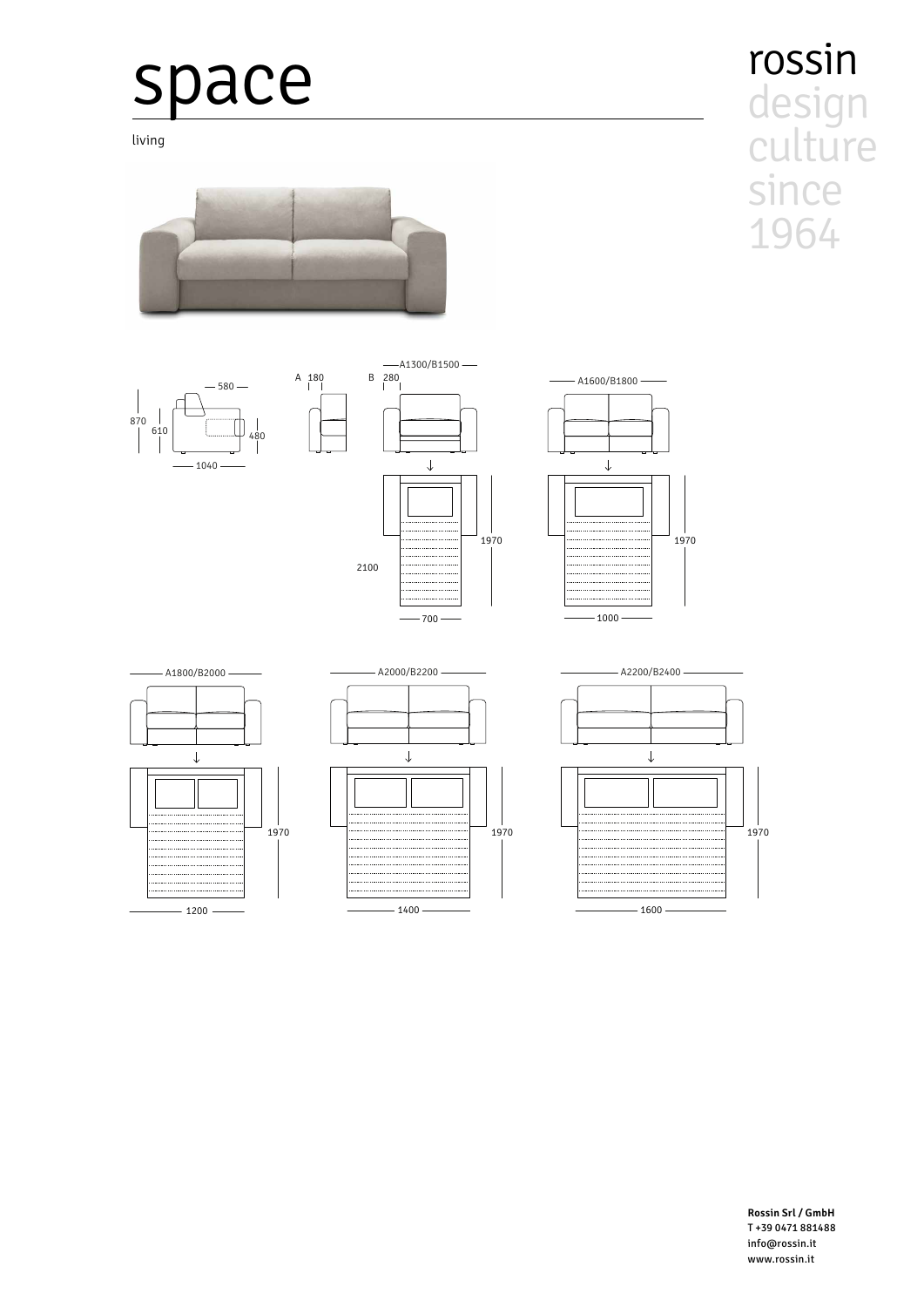# space

living

rossin
design
culture
since
1964

580
870
610
480
1040

A 180
B 280

A1300/B1500
1970
2100
700

A1600/B1800
1970
1000

A1800/B2000
1970
1200

A2000/B2200
1970
1400

A2200/B2400
1970
1600

**Rossin Srl / GmbH**
T +39 0471 881488
info@rossin.it
www.rossin.it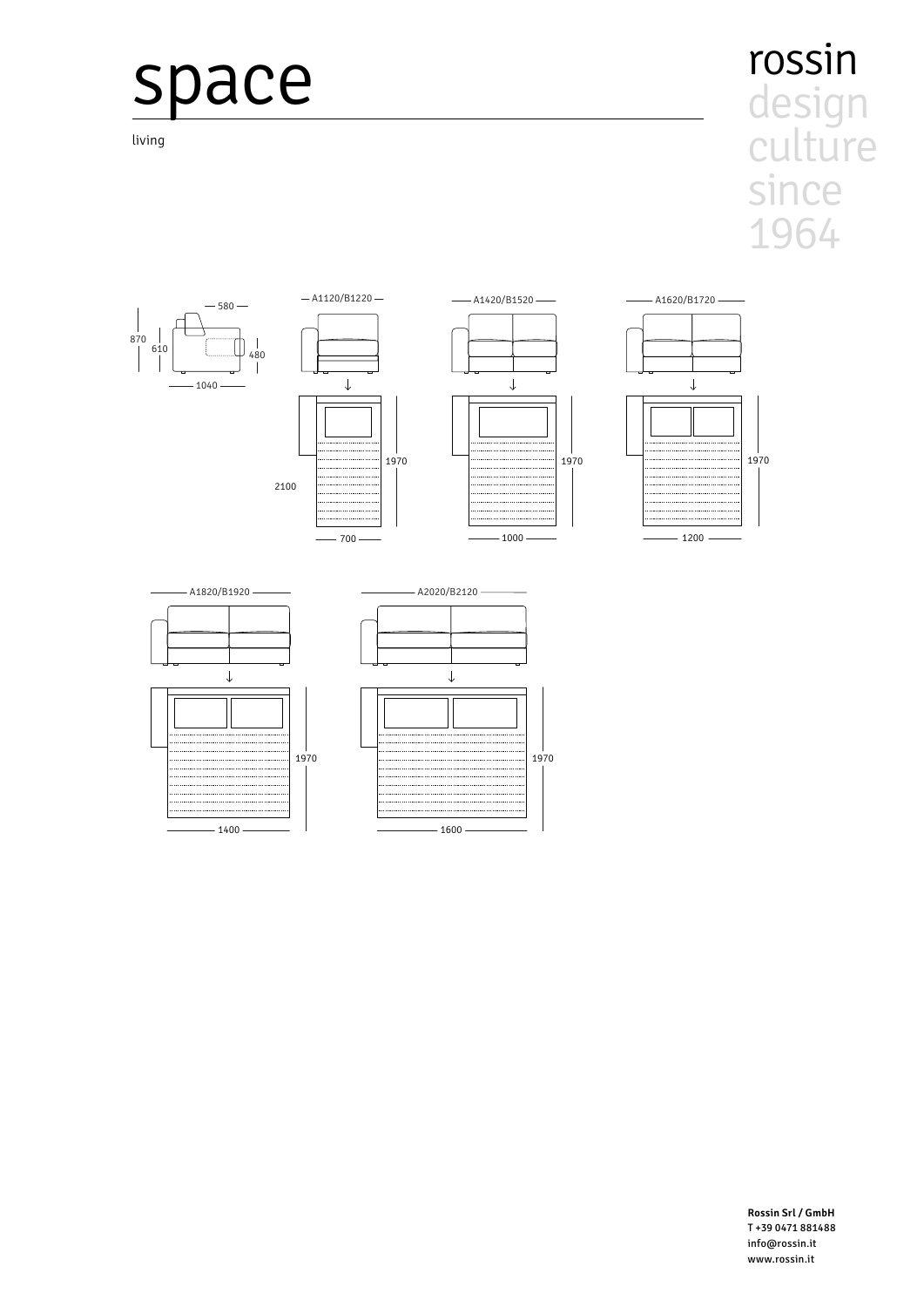# space

living

rossin
design
culture
since
1964

580

870

610

480

1040

A1120/B1220

2100

1970

700

A1420/B1520

1970

1000

A1620/B1720

1970

1200

A1820/B1920

1970

1400

A2020/B2120

1970

1600

**Rossin Srl / GmbH**
T +39 0471 881488
info@rossin.it
www.rossin.it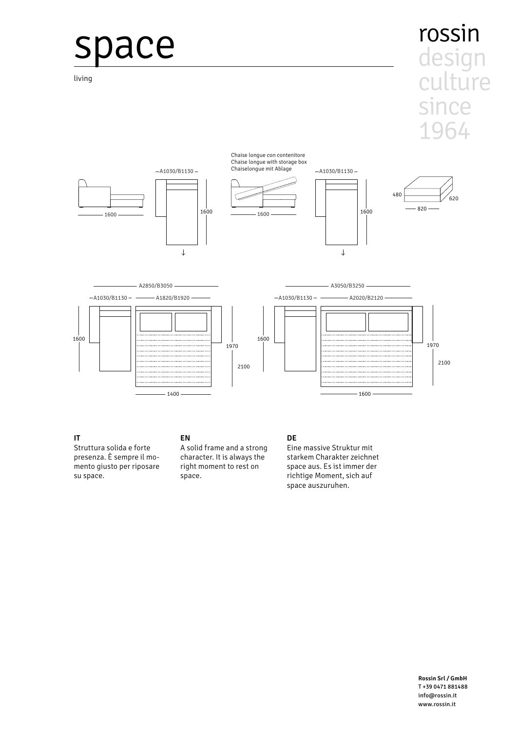# space

living

rossin
design
culture
since
1964

Chaise longue con contenitore
Chaise longue with storage box
Chaiselongue mit Ablage

A1030/B1130
1600
1600
A1030/B1130
1600
1600
480
620
820

A2850/B3050
A1030/B1130
A1820/B1920
1600
1970
2100
1400

A3050/B3250
A1030/B1130
A2020/B2120
1600
1970
2100
1600

**IT**

Struttura solida e forte presenza. È sempre il momento giusto per riposare su space.

**EN**

A solid frame and a strong character. It is always the right moment to rest on space.

**DE**

Eine massive Struktur mit starkem Charakter zeichnet space aus. Es ist immer der richtige Moment, sich auf space auszuruhen.

**Rossin Srl / GmbH**
T +39 0471 881488
info@rossin.it
www.rossin.it